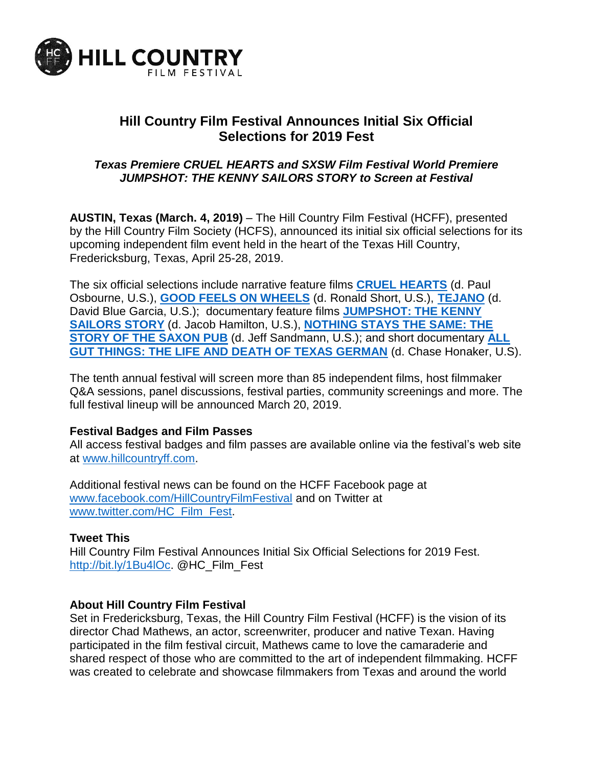# Hill Country Film Festival Announces Initial Six Official Selections for 2019 Fest

***Texas Premiere CRUEL HEARTS and SXSW Film Festival World Premiere JUMPSHOT: THE KENNY SAILORS STORY to Screen at Festival***

**AUSTIN, Texas (March. 4, 2019)** – The Hill Country Film Festival (HCFF), presented by the Hill Country Film Society (HCFS), announced its initial six official selections for its upcoming independent film event held in the heart of the Texas Hill Country, Fredericksburg, Texas, April 25-28, 2019.

The six official selections include narrative feature films **CRUEL HEARTS** (d. Paul Osbourne, U.S.), **GOOD FEELS ON WHEELS** (d. Ronald Short, U.S.), **TEJANO** (d. David Blue Garcia, U.S.); documentary feature films **JUMPSHOT: THE KENNY SAILORS STORY** (d. Jacob Hamilton, U.S.), **NOTHING STAYS THE SAME: THE STORY OF THE SAXON PUB** (d. Jeff Sandmann, U.S.); and short documentary **ALL GUT THINGS: THE LIFE AND DEATH OF TEXAS GERMAN** (d. Chase Honaker, U.S).

The tenth annual festival will screen more than 85 independent films, host filmmaker Q&A sessions, panel discussions, festival parties, community screenings and more. The full festival lineup will be announced March 20, 2019.

**Festival Badges and Film Passes**

All access festival badges and film passes are available online via the festival's web site at www.hillcountryff.com.

Additional festival news can be found on the HCFF Facebook page at www.facebook.com/HillCountryFilmFestival and on Twitter at www.twitter.com/HC_Film_Fest.

**Tweet This**

Hill Country Film Festival Announces Initial Six Official Selections for 2019 Fest. http://bit.ly/1Bu4lOc. @HC_Film_Fest

**About Hill Country Film Festival**

Set in Fredericksburg, Texas, the Hill Country Film Festival (HCFF) is the vision of its director Chad Mathews, an actor, screenwriter, producer and native Texan. Having participated in the film festival circuit, Mathews came to love the camaraderie and shared respect of those who are committed to the art of independent filmmaking. HCFF was created to celebrate and showcase filmmakers from Texas and around the world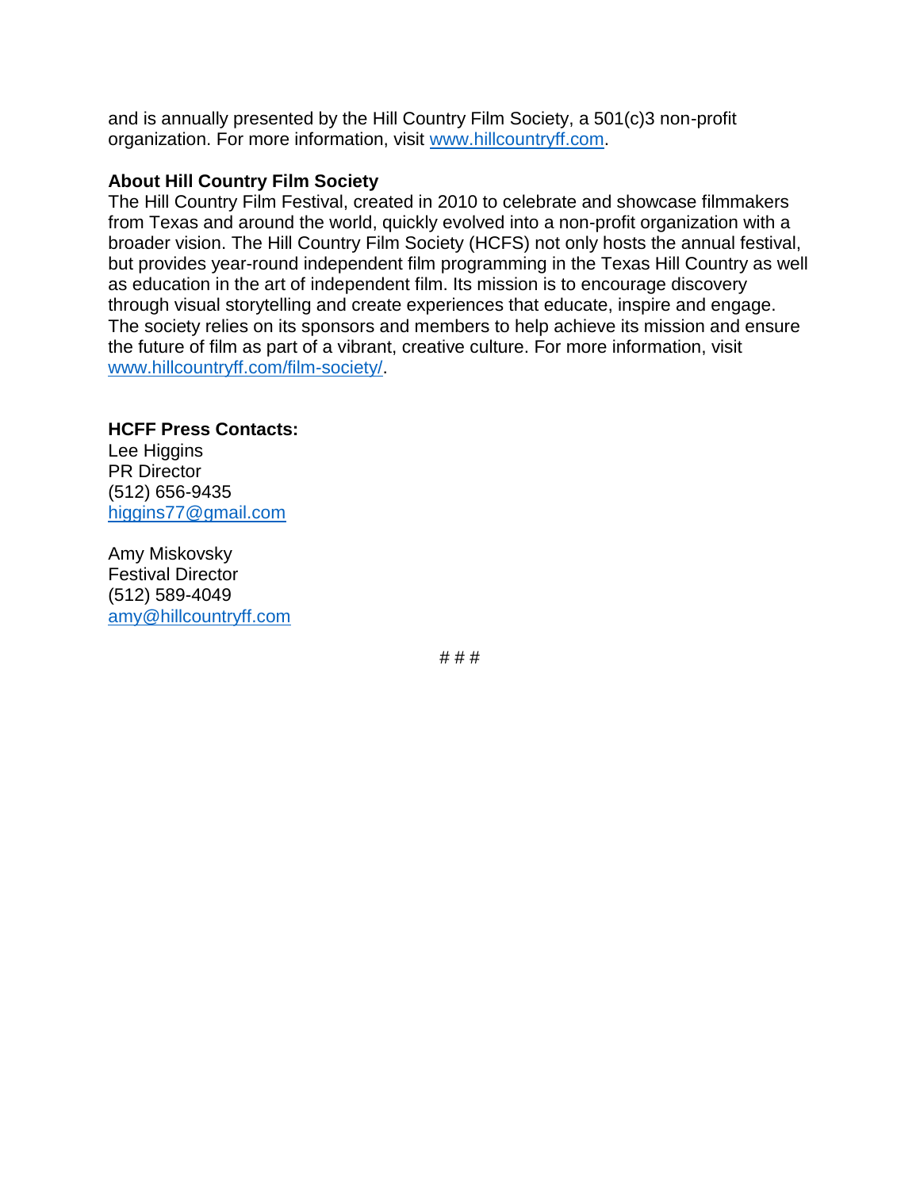and is annually presented by the Hill Country Film Society, a 501(c)3 non-profit organization. For more information, visit www.hillcountryff.com.

**About Hill Country Film Society**

The Hill Country Film Festival, created in 2010 to celebrate and showcase filmmakers from Texas and around the world, quickly evolved into a non-profit organization with a broader vision. The Hill Country Film Society (HCFS) not only hosts the annual festival, but provides year-round independent film programming in the Texas Hill Country as well as education in the art of independent film. Its mission is to encourage discovery through visual storytelling and create experiences that educate, inspire and engage. The society relies on its sponsors and members to help achieve its mission and ensure the future of film as part of a vibrant, creative culture. For more information, visit www.hillcountryff.com/film-society/.

**HCFF Press Contacts:**

Lee Higgins
PR Director
(512) 656-9435
higgins77@gmail.com

Amy Miskovsky
Festival Director
(512) 589-4049
amy@hillcountryff.com

# # #